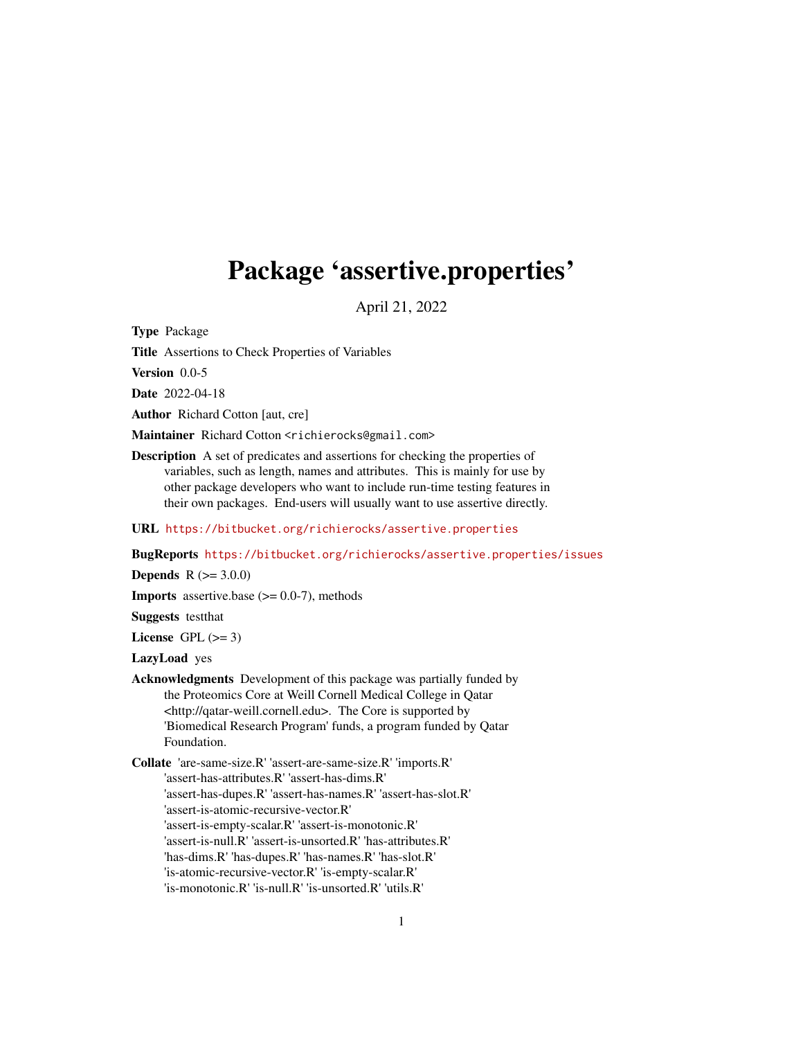# Package 'assertive.properties'

April 21, 2022

**Type** Package

**Title** Assertions to Check Properties of Variables

**Version** 0.0-5

**Date** 2022-04-18

**Author** Richard Cotton [aut, cre]

**Maintainer** Richard Cotton <richierocks@gmail.com>

**Description** A set of predicates and assertions for checking the properties of variables, such as length, names and attributes. This is mainly for use by other package developers who want to include run-time testing features in their own packages. End-users will usually want to use assertive directly.

**URL** https://bitbucket.org/richierocks/assertive.properties

**BugReports** https://bitbucket.org/richierocks/assertive.properties/issues

**Depends** R (>= 3.0.0)

**Imports** assertive.base (>= 0.0-7), methods

**Suggests** testthat

**License** GPL (>= 3)

**LazyLoad** yes

**Acknowledgments** Development of this package was partially funded by the Proteomics Core at Weill Cornell Medical College in Qatar <http://qatar-weill.cornell.edu>. The Core is supported by 'Biomedical Research Program' funds, a program funded by Qatar Foundation.

**Collate** 'are-same-size.R' 'assert-are-same-size.R' 'imports.R' 'assert-has-attributes.R' 'assert-has-dims.R' 'assert-has-dupes.R' 'assert-has-names.R' 'assert-has-slot.R' 'assert-is-atomic-recursive-vector.R' 'assert-is-empty-scalar.R' 'assert-is-monotonic.R' 'assert-is-null.R' 'assert-is-unsorted.R' 'has-attributes.R' 'has-dims.R' 'has-dupes.R' 'has-names.R' 'has-slot.R' 'is-atomic-recursive-vector.R' 'is-empty-scalar.R' 'is-monotonic.R' 'is-null.R' 'is-unsorted.R' 'utils.R'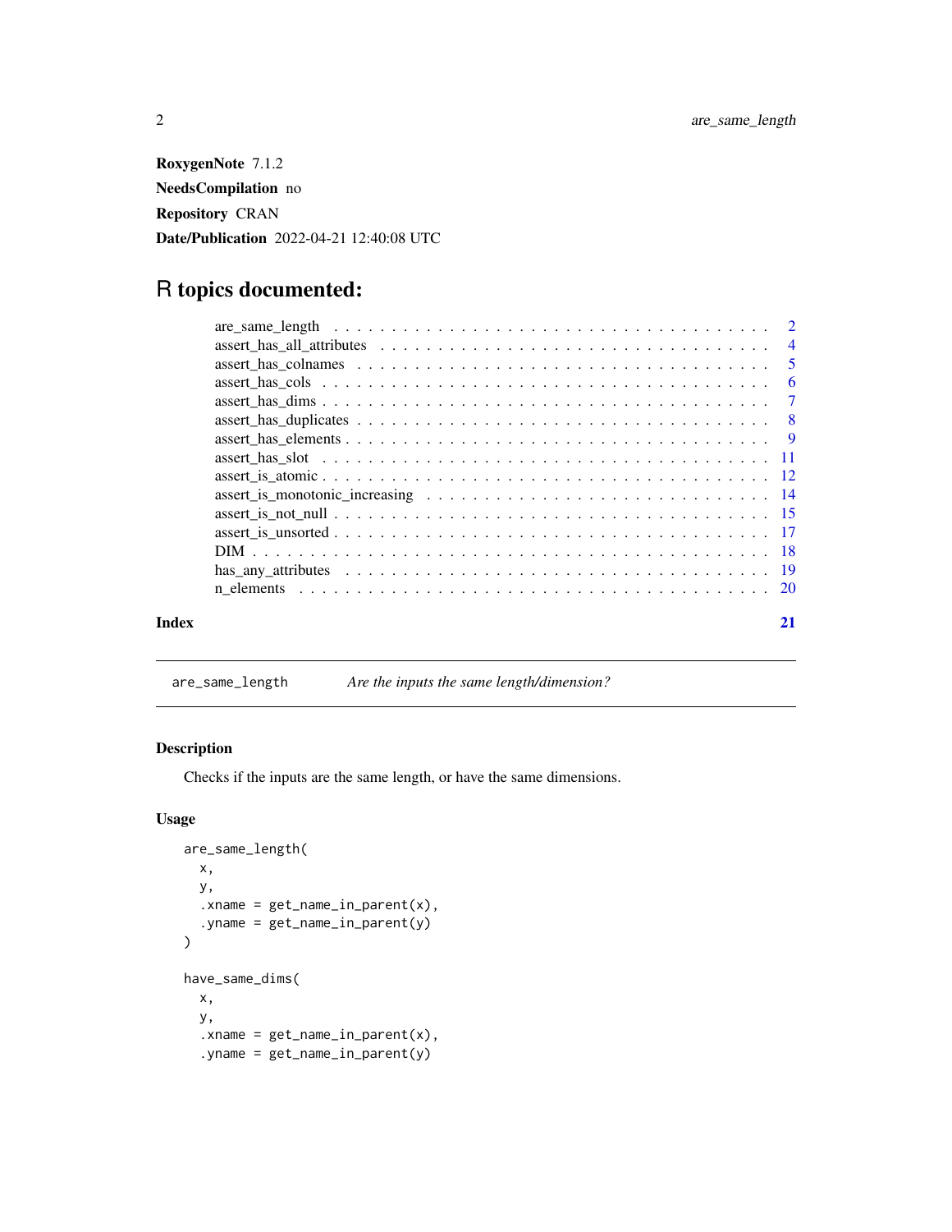**RoxygenNote** 7.1.2

**NeedsCompilation** no

**Repository** CRAN

**Date/Publication** 2022-04-21 12:40:08 UTC

# R topics documented:

| | |
|---|---|
| are_same_length | 2 |
| assert_has_all_attributes | 4 |
| assert_has_colnames | 5 |
| assert_has_cols | 6 |
| assert_has_dims | 7 |
| assert_has_duplicates | 8 |
| assert_has_elements | 9 |
| assert_has_slot | 11 |
| assert_is_atomic | 12 |
| assert_is_monotonic_increasing | 14 |
| assert_is_not_null | 15 |
| assert_is_unsorted | 17 |
| DIM | 18 |
| has_any_attributes | 19 |
| n_elements | 20 |

**Index** 21

---

`are_same_length` *Are the inputs the same length/dimension?*

---

## Description

Checks if the inputs are the same length, or have the same dimensions.

## Usage

```
are_same_length(
  x,
  y,
  .xname = get_name_in_parent(x),
  .yname = get_name_in_parent(y)
)

have_same_dims(
  x,
  y,
  .xname = get_name_in_parent(x),
  .yname = get_name_in_parent(y)
```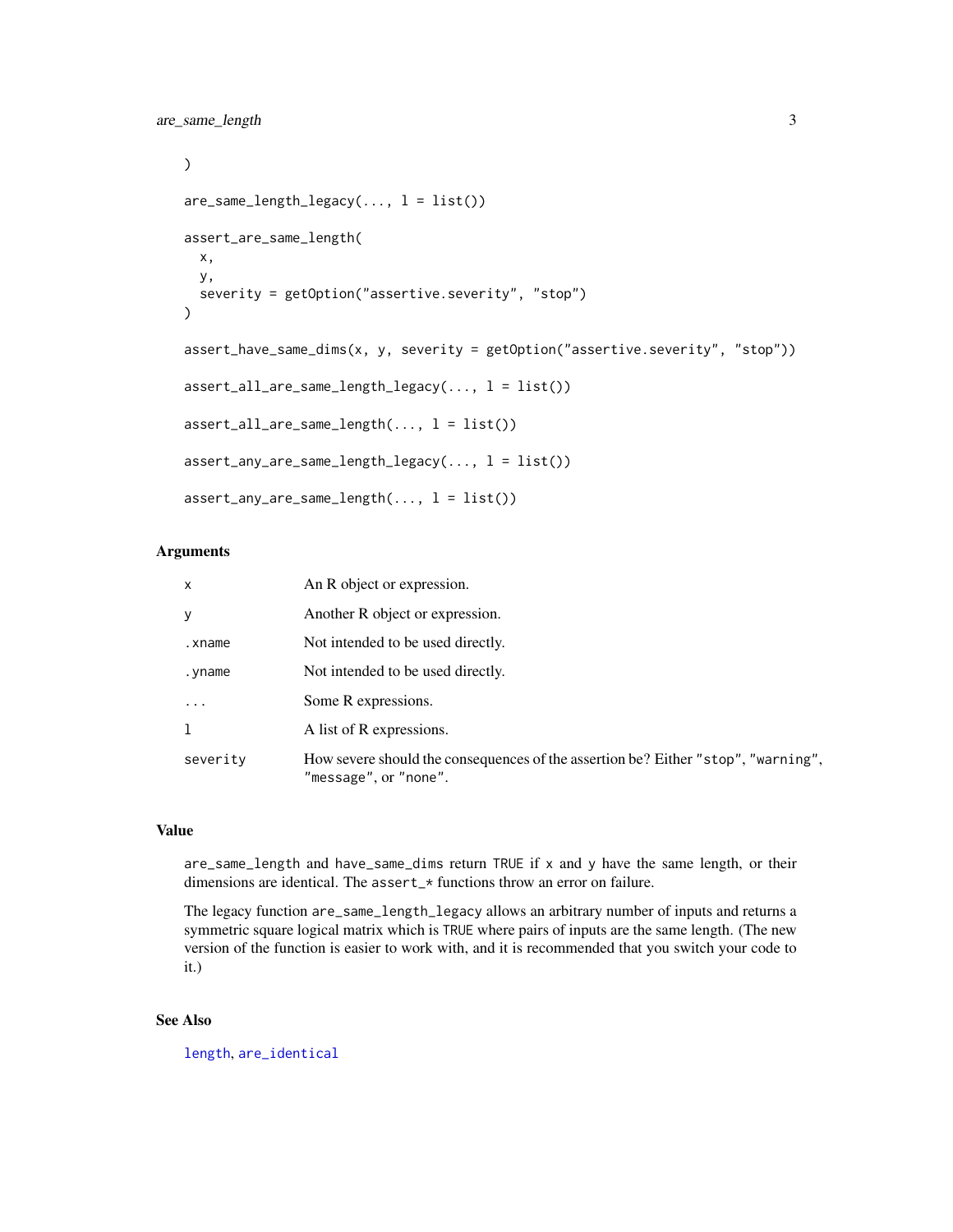```
)

are_same_length_legacy(..., l = list())

assert_are_same_length(
  x,
  y,
  severity = getOption("assertive.severity", "stop")
)

assert_have_same_dims(x, y, severity = getOption("assertive.severity", "stop"))

assert_all_are_same_length_legacy(..., l = list())

assert_all_are_same_length(..., l = list())

assert_any_are_same_length_legacy(..., l = list())

assert_any_are_same_length(..., l = list())
```

### Arguments

| | |
|---|---|
| `x` | An R object or expression. |
| `y` | Another R object or expression. |
| `.xname` | Not intended to be used directly. |
| `.yname` | Not intended to be used directly. |
| `...` | Some R expressions. |
| `l` | A list of R expressions. |
| `severity` | How severe should the consequences of the assertion be? Either `"stop"`, `"warning"`, `"message"`, or `"none"`. |

### Value

`are_same_length` and `have_same_dims` return `TRUE` if `x` and `y` have the same length, or their dimensions are identical. The `assert_*` functions throw an error on failure.

The legacy function `are_same_length_legacy` allows an arbitrary number of inputs and returns a symmetric square logical matrix which is `TRUE` where pairs of inputs are the same length. (The new version of the function is easier to work with, and it is recommended that you switch your code to it.)

### See Also

`length`, `are_identical`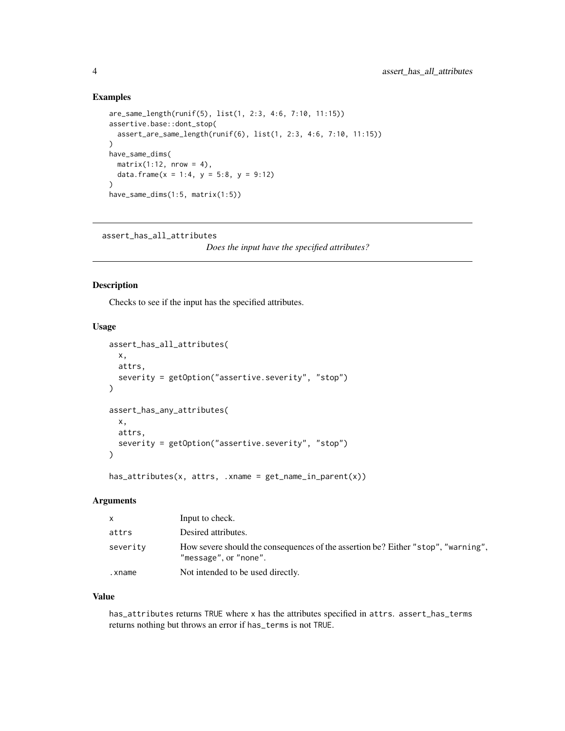### Examples

```
are_same_length(runif(5), list(1, 2:3, 4:6, 7:10, 11:15))
assertive.base::dont_stop(
  assert_are_same_length(runif(6), list(1, 2:3, 4:6, 7:10, 11:15))
)
have_same_dims(
  matrix(1:12, nrow = 4),
  data.frame(x = 1:4, y = 5:8, y = 9:12)
)
have_same_dims(1:5, matrix(1:5))
```

---

## assert_has_all_attributes

*Does the input have the specified attributes?*

---

### Description

Checks to see if the input has the specified attributes.

### Usage

```
assert_has_all_attributes(
  x,
  attrs,
  severity = getOption("assertive.severity", "stop")
)

assert_has_any_attributes(
  x,
  attrs,
  severity = getOption("assertive.severity", "stop")
)

has_attributes(x, attrs, .xname = get_name_in_parent(x))
```

### Arguments

| | |
|---|---|
| `x` | Input to check. |
| `attrs` | Desired attributes. |
| `severity` | How severe should the consequences of the assertion be? Either `"stop"`, `"warning"`, `"message"`, or `"none"`. |
| `.xname` | Not intended to be used directly. |

### Value

`has_attributes` returns `TRUE` where `x` has the attributes specified in `attrs`. `assert_has_terms` returns nothing but throws an error if `has_terms` is not `TRUE`.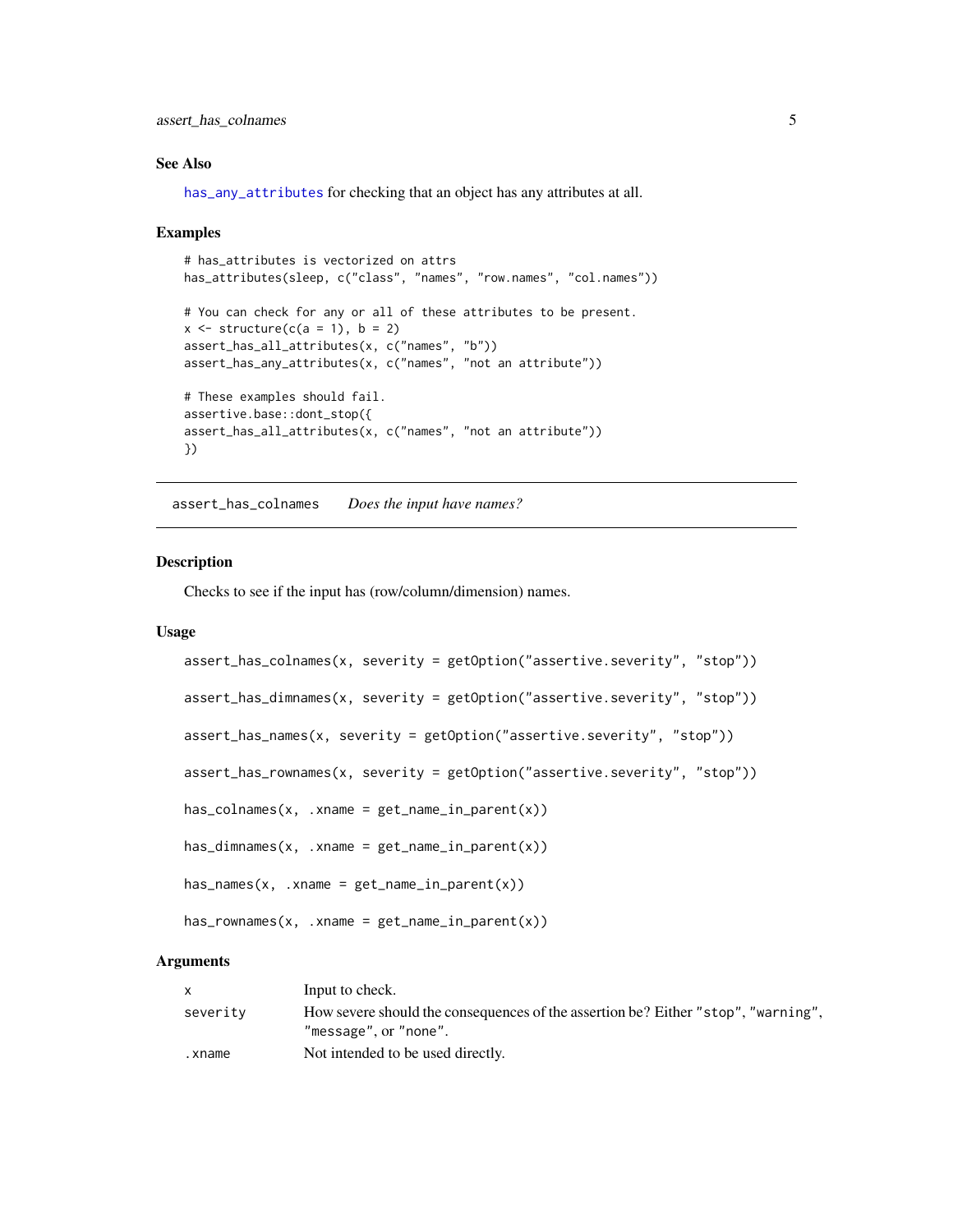### See Also

`has_any_attributes` for checking that an object has any attributes at all.

### Examples

```
# has_attributes is vectorized on attrs
has_attributes(sleep, c("class", "names", "row.names", "col.names"))

# You can check for any or all of these attributes to be present.
x <- structure(c(a = 1), b = 2)
assert_has_all_attributes(x, c("names", "b"))
assert_has_any_attributes(x, c("names", "not an attribute"))

# These examples should fail.
assertive.base::dont_stop({
assert_has_all_attributes(x, c("names", "not an attribute"))
})
```

---

## assert_has_colnames    *Does the input have names?*

---

### Description

Checks to see if the input has (row/column/dimension) names.

### Usage

```
assert_has_colnames(x, severity = getOption("assertive.severity", "stop"))

assert_has_dimnames(x, severity = getOption("assertive.severity", "stop"))

assert_has_names(x, severity = getOption("assertive.severity", "stop"))

assert_has_rownames(x, severity = getOption("assertive.severity", "stop"))

has_colnames(x, .xname = get_name_in_parent(x))

has_dimnames(x, .xname = get_name_in_parent(x))

has_names(x, .xname = get_name_in_parent(x))

has_rownames(x, .xname = get_name_in_parent(x))
```

### Arguments

| | |
|---|---|
| x | Input to check. |
| severity | How severe should the consequences of the assertion be? Either "stop", "warning", "message", or "none". |
| .xname | Not intended to be used directly. |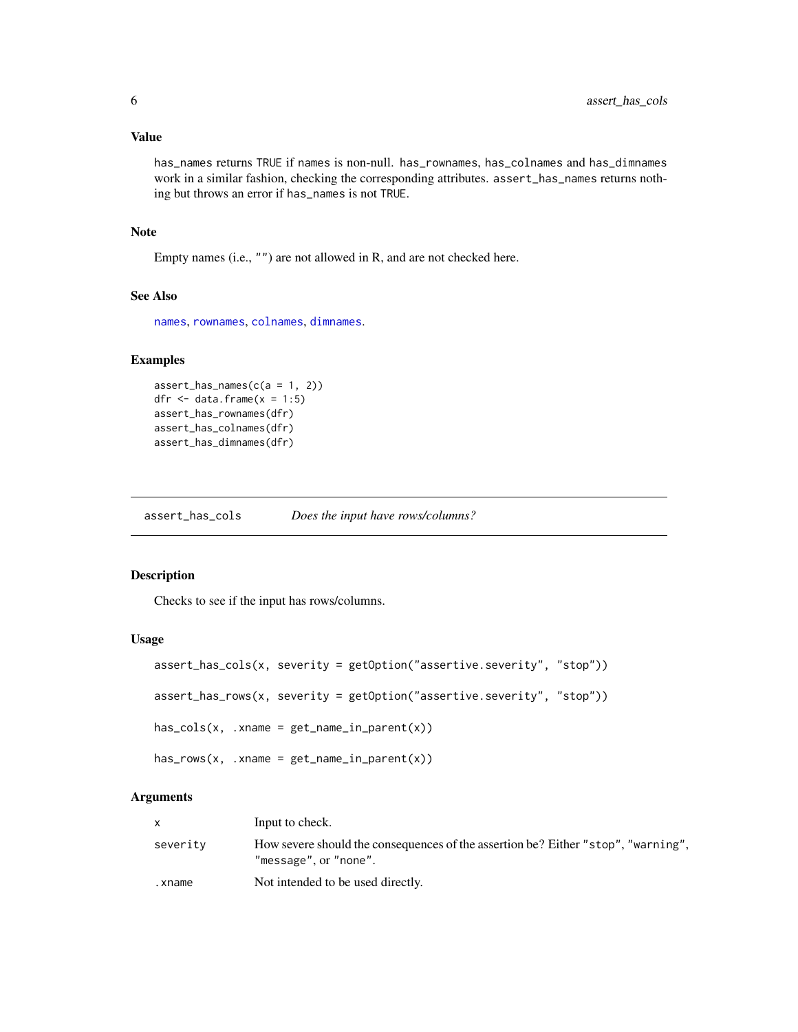### Value

`has_names` returns `TRUE` if `names` is non-null. `has_rownames`, `has_colnames` and `has_dimnames` work in a similar fashion, checking the corresponding attributes. `assert_has_names` returns nothing but throws an error if `has_names` is not `TRUE`.

### Note

Empty names (i.e., `""`) are not allowed in R, and are not checked here.

### See Also

`names`, `rownames`, `colnames`, `dimnames`.

### Examples

```
assert_has_names(c(a = 1, 2))
dfr <- data.frame(x = 1:5)
assert_has_rownames(dfr)
assert_has_colnames(dfr)
assert_has_dimnames(dfr)
```

---

## assert_has_cols — *Does the input have rows/columns?*

### Description

Checks to see if the input has rows/columns.

### Usage

```
assert_has_cols(x, severity = getOption("assertive.severity", "stop"))

assert_has_rows(x, severity = getOption("assertive.severity", "stop"))

has_cols(x, .xname = get_name_in_parent(x))

has_rows(x, .xname = get_name_in_parent(x))
```

### Arguments

| | |
|---|---|
| `x` | Input to check. |
| `severity` | How severe should the consequences of the assertion be? Either `"stop"`, `"warning"`, `"message"`, or `"none"`. |
| `.xname` | Not intended to be used directly. |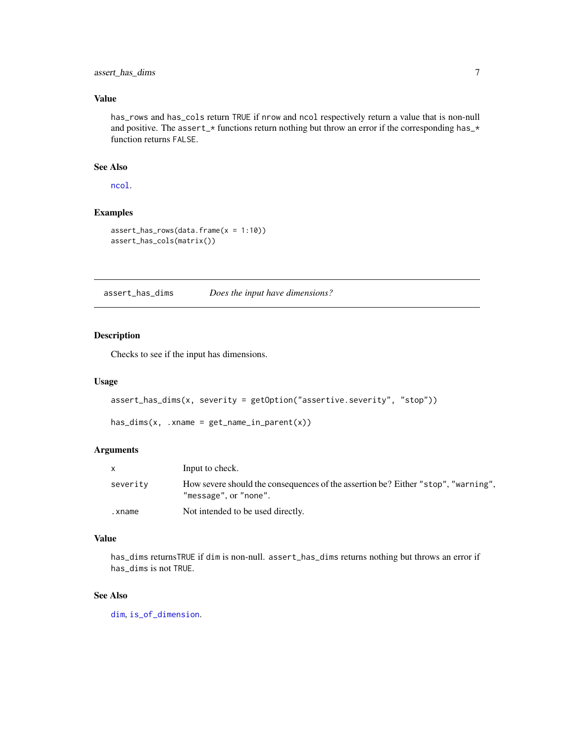### Value

`has_rows` and `has_cols` return `TRUE` if `nrow` and `ncol` respectively return a value that is non-null and positive. The `assert_*` functions return nothing but throw an error if the corresponding `has_*` function returns `FALSE`.

### See Also

`ncol`.

### Examples

```
assert_has_rows(data.frame(x = 1:10))
assert_has_cols(matrix())
```

---

## assert_has_dims — *Does the input have dimensions?*

### Description

Checks to see if the input has dimensions.

### Usage

```
assert_has_dims(x, severity = getOption("assertive.severity", "stop"))

has_dims(x, .xname = get_name_in_parent(x))
```

### Arguments

| | |
|---|---|
| `x` | Input to check. |
| `severity` | How severe should the consequences of the assertion be? Either `"stop"`, `"warning"`, `"message"`, or `"none"`. |
| `.xname` | Not intended to be used directly. |

### Value

`has_dims` returns`TRUE` if `dim` is non-null. `assert_has_dims` returns nothing but throws an error if `has_dims` is not `TRUE`.

### See Also

`dim`, `is_of_dimension`.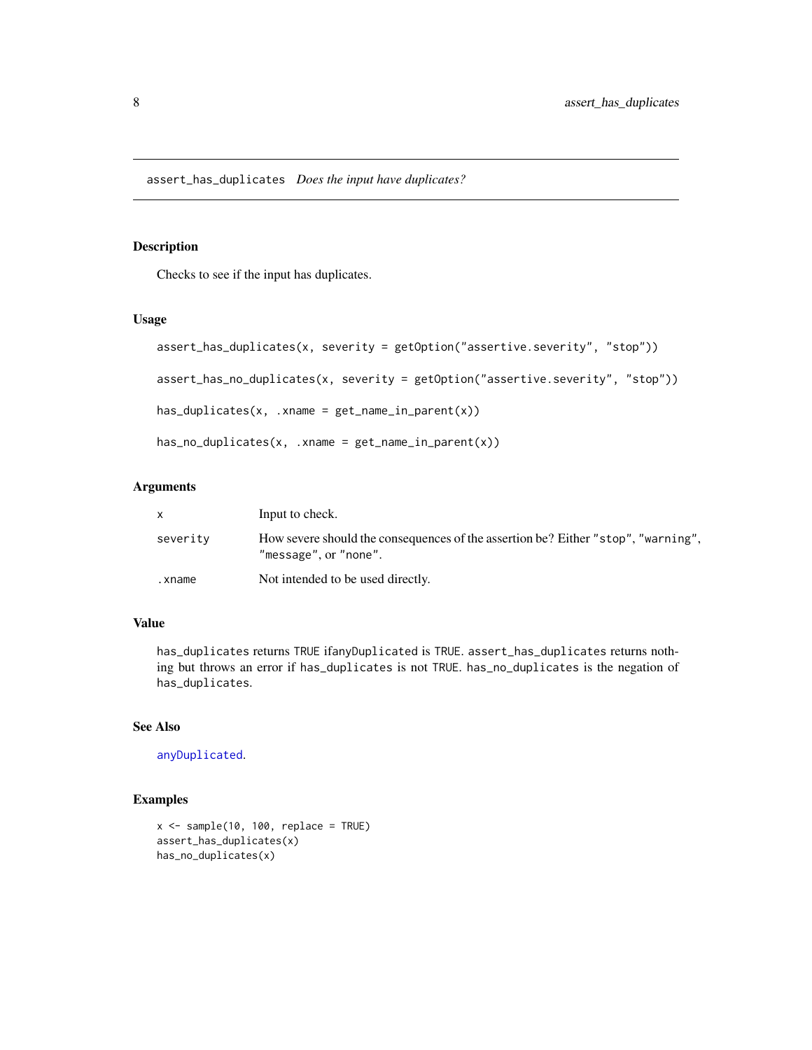## assert_has_duplicates *Does the input have duplicates?*

### Description

Checks to see if the input has duplicates.

### Usage

```
assert_has_duplicates(x, severity = getOption("assertive.severity", "stop"))

assert_has_no_duplicates(x, severity = getOption("assertive.severity", "stop"))

has_duplicates(x, .xname = get_name_in_parent(x))

has_no_duplicates(x, .xname = get_name_in_parent(x))
```

### Arguments

| | |
|---|---|
| x | Input to check. |
| severity | How severe should the consequences of the assertion be? Either "stop", "warning", "message", or "none". |
| .xname | Not intended to be used directly. |

### Value

has_duplicates returns TRUE ifanyDuplicated is TRUE. assert_has_duplicates returns nothing but throws an error if has_duplicates is not TRUE. has_no_duplicates is the negation of has_duplicates.

### See Also

anyDuplicated.

### Examples

```
x <- sample(10, 100, replace = TRUE)
assert_has_duplicates(x)
has_no_duplicates(x)
```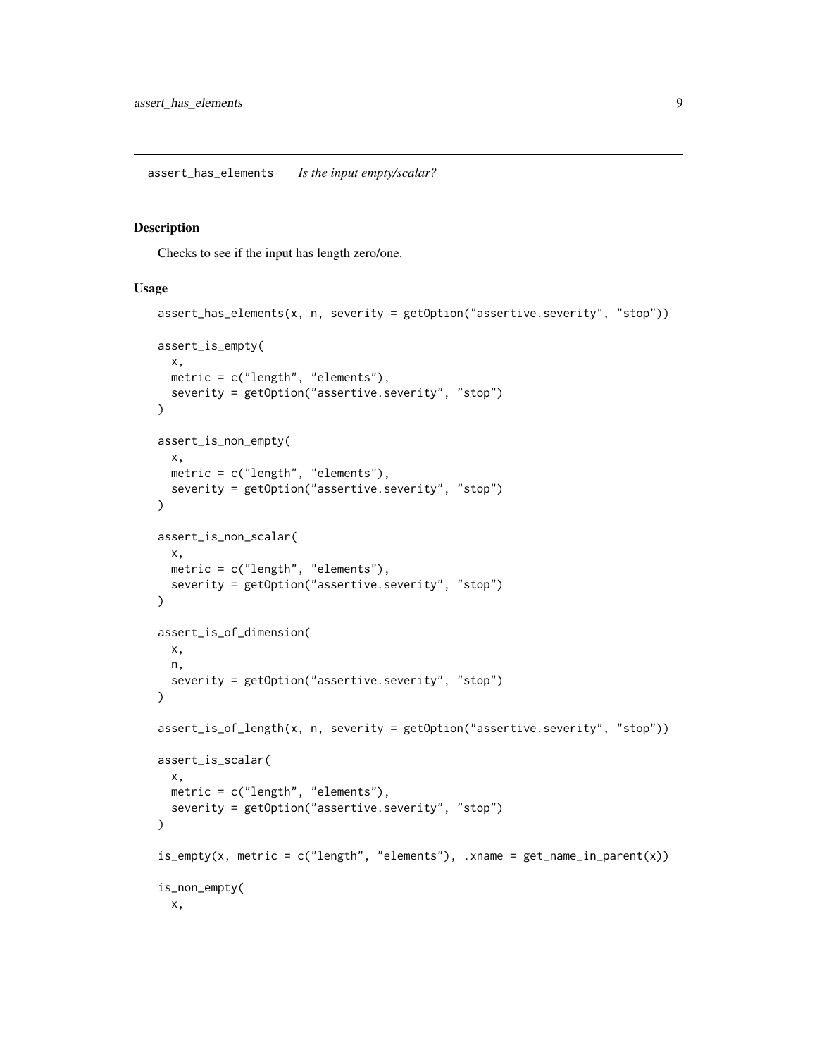assert_has_elements *Is the input empty/scalar?*

## Description

Checks to see if the input has length zero/one.

## Usage

```
assert_has_elements(x, n, severity = getOption("assertive.severity", "stop"))

assert_is_empty(
  x,
  metric = c("length", "elements"),
  severity = getOption("assertive.severity", "stop")
)

assert_is_non_empty(
  x,
  metric = c("length", "elements"),
  severity = getOption("assertive.severity", "stop")
)

assert_is_non_scalar(
  x,
  metric = c("length", "elements"),
  severity = getOption("assertive.severity", "stop")
)

assert_is_of_dimension(
  x,
  n,
  severity = getOption("assertive.severity", "stop")
)

assert_is_of_length(x, n, severity = getOption("assertive.severity", "stop"))

assert_is_scalar(
  x,
  metric = c("length", "elements"),
  severity = getOption("assertive.severity", "stop")
)

is_empty(x, metric = c("length", "elements"), .xname = get_name_in_parent(x))

is_non_empty(
  x,
```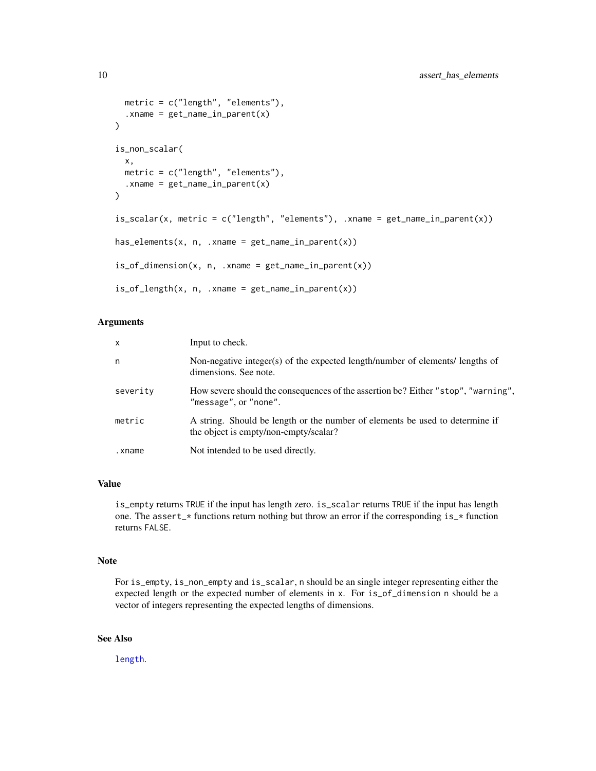```
  metric = c("length", "elements"),
  .xname = get_name_in_parent(x)
)

is_non_scalar(
  x,
  metric = c("length", "elements"),
  .xname = get_name_in_parent(x)
)

is_scalar(x, metric = c("length", "elements"), .xname = get_name_in_parent(x))

has_elements(x, n, .xname = get_name_in_parent(x))

is_of_dimension(x, n, .xname = get_name_in_parent(x))

is_of_length(x, n, .xname = get_name_in_parent(x))
```

### Arguments

| | |
|---|---|
| `x` | Input to check. |
| `n` | Non-negative integer(s) of the expected length/number of elements/ lengths of dimensions. See note. |
| `severity` | How severe should the consequences of the assertion be? Either `"stop"`, `"warning"`, `"message"`, or `"none"`. |
| `metric` | A string. Should be length or the number of elements be used to determine if the object is empty/non-empty/scalar? |
| `.xname` | Not intended to be used directly. |

### Value

`is_empty` returns `TRUE` if the input has length zero. `is_scalar` returns `TRUE` if the input has length one. The `assert_*` functions return nothing but throw an error if the corresponding `is_*` function returns `FALSE`.

### Note

For `is_empty`, `is_non_empty` and `is_scalar`, `n` should be an single integer representing either the expected length or the expected number of elements in `x`. For `is_of_dimension` `n` should be a vector of integers representing the expected lengths of dimensions.

### See Also

`length`.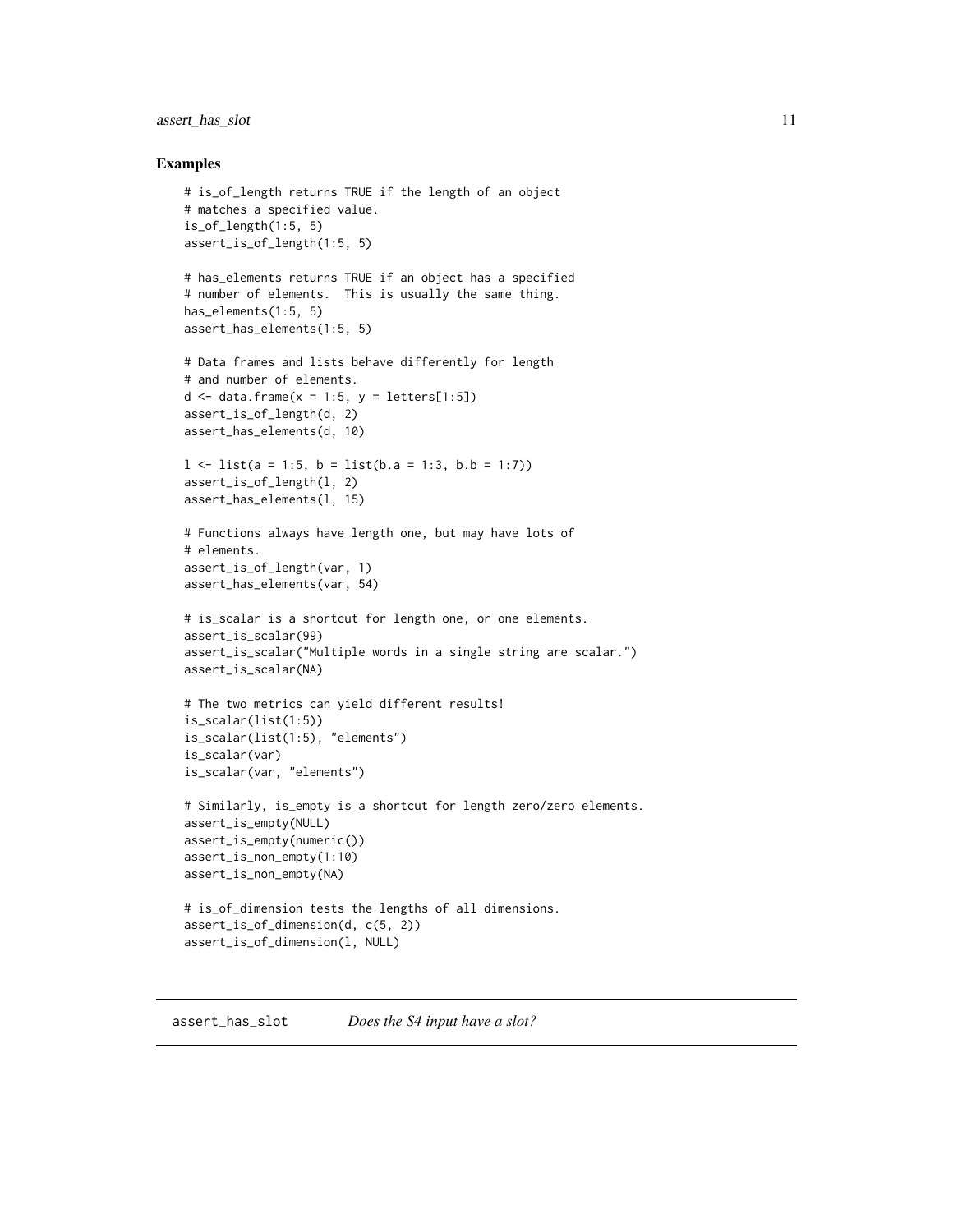## Examples

```
# is_of_length returns TRUE if the length of an object
# matches a specified value.
is_of_length(1:5, 5)
assert_is_of_length(1:5, 5)

# has_elements returns TRUE if an object has a specified
# number of elements.  This is usually the same thing.
has_elements(1:5, 5)
assert_has_elements(1:5, 5)

# Data frames and lists behave differently for length
# and number of elements.
d <- data.frame(x = 1:5, y = letters[1:5])
assert_is_of_length(d, 2)
assert_has_elements(d, 10)

l <- list(a = 1:5, b = list(b.a = 1:3, b.b = 1:7))
assert_is_of_length(l, 2)
assert_has_elements(l, 15)

# Functions always have length one, but may have lots of
# elements.
assert_is_of_length(var, 1)
assert_has_elements(var, 54)

# is_scalar is a shortcut for length one, or one elements.
assert_is_scalar(99)
assert_is_scalar("Multiple words in a single string are scalar.")
assert_is_scalar(NA)

# The two metrics can yield different results!
is_scalar(list(1:5))
is_scalar(list(1:5), "elements")
is_scalar(var)
is_scalar(var, "elements")

# Similarly, is_empty is a shortcut for length zero/zero elements.
assert_is_empty(NULL)
assert_is_empty(numeric())
assert_is_non_empty(1:10)
assert_is_non_empty(NA)

# is_of_dimension tests the lengths of all dimensions.
assert_is_of_dimension(d, c(5, 2))
assert_is_of_dimension(l, NULL)
```

---

# assert_has_slot *Does the S4 input have a slot?*

---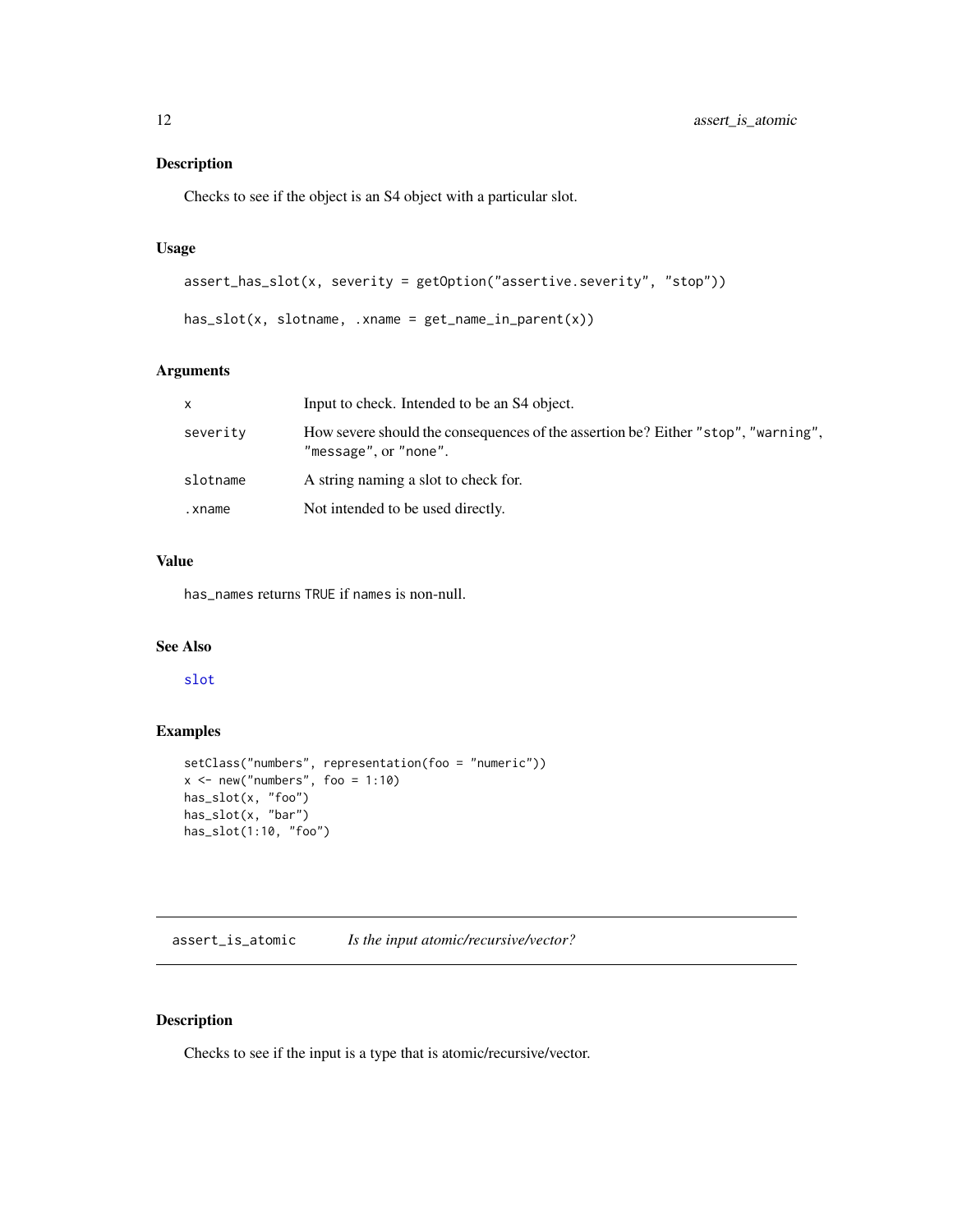### Description

Checks to see if the object is an S4 object with a particular slot.

### Usage

```
assert_has_slot(x, severity = getOption("assertive.severity", "stop"))

has_slot(x, slotname, .xname = get_name_in_parent(x))
```

### Arguments

| | |
|---|---|
| x | Input to check. Intended to be an S4 object. |
| severity | How severe should the consequences of the assertion be? Either "stop", "warning", "message", or "none". |
| slotname | A string naming a slot to check for. |
| .xname | Not intended to be used directly. |

### Value

has_names returns TRUE if names is non-null.

### See Also

slot

### Examples

```
setClass("numbers", representation(foo = "numeric"))
x <- new("numbers", foo = 1:10)
has_slot(x, "foo")
has_slot(x, "bar")
has_slot(1:10, "foo")
```

---

## assert_is_atomic — *Is the input atomic/recursive/vector?*

---

### Description

Checks to see if the input is a type that is atomic/recursive/vector.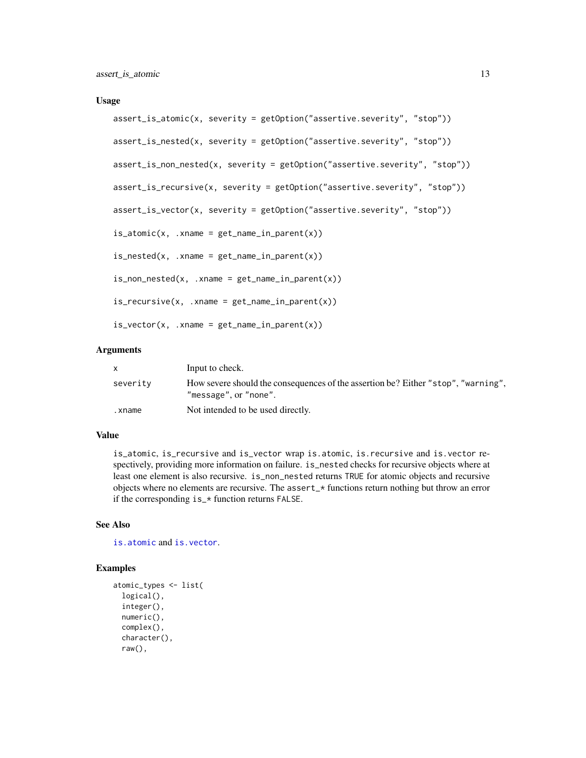### Usage

```
assert_is_atomic(x, severity = getOption("assertive.severity", "stop"))

assert_is_nested(x, severity = getOption("assertive.severity", "stop"))

assert_is_non_nested(x, severity = getOption("assertive.severity", "stop"))

assert_is_recursive(x, severity = getOption("assertive.severity", "stop"))

assert_is_vector(x, severity = getOption("assertive.severity", "stop"))

is_atomic(x, .xname = get_name_in_parent(x))

is_nested(x, .xname = get_name_in_parent(x))

is_non_nested(x, .xname = get_name_in_parent(x))

is_recursive(x, .xname = get_name_in_parent(x))

is_vector(x, .xname = get_name_in_parent(x))
```

### Arguments

| | |
|---|---|
| x | Input to check. |
| severity | How severe should the consequences of the assertion be? Either "stop", "warning", "message", or "none". |
| .xname | Not intended to be used directly. |

### Value

`is_atomic`, `is_recursive` and `is_vector` wrap `is.atomic`, `is.recursive` and `is.vector` respectively, providing more information on failure. `is_nested` checks for recursive objects where at least one element is also recursive. `is_non_nested` returns `TRUE` for atomic objects and recursive objects where no elements are recursive. The `assert_*` functions return nothing but throw an error if the corresponding `is_*` function returns `FALSE`.

### See Also

`is.atomic` and `is.vector`.

### Examples

```
atomic_types <- list(
  logical(),
  integer(),
  numeric(),
  complex(),
  character(),
  raw(),
```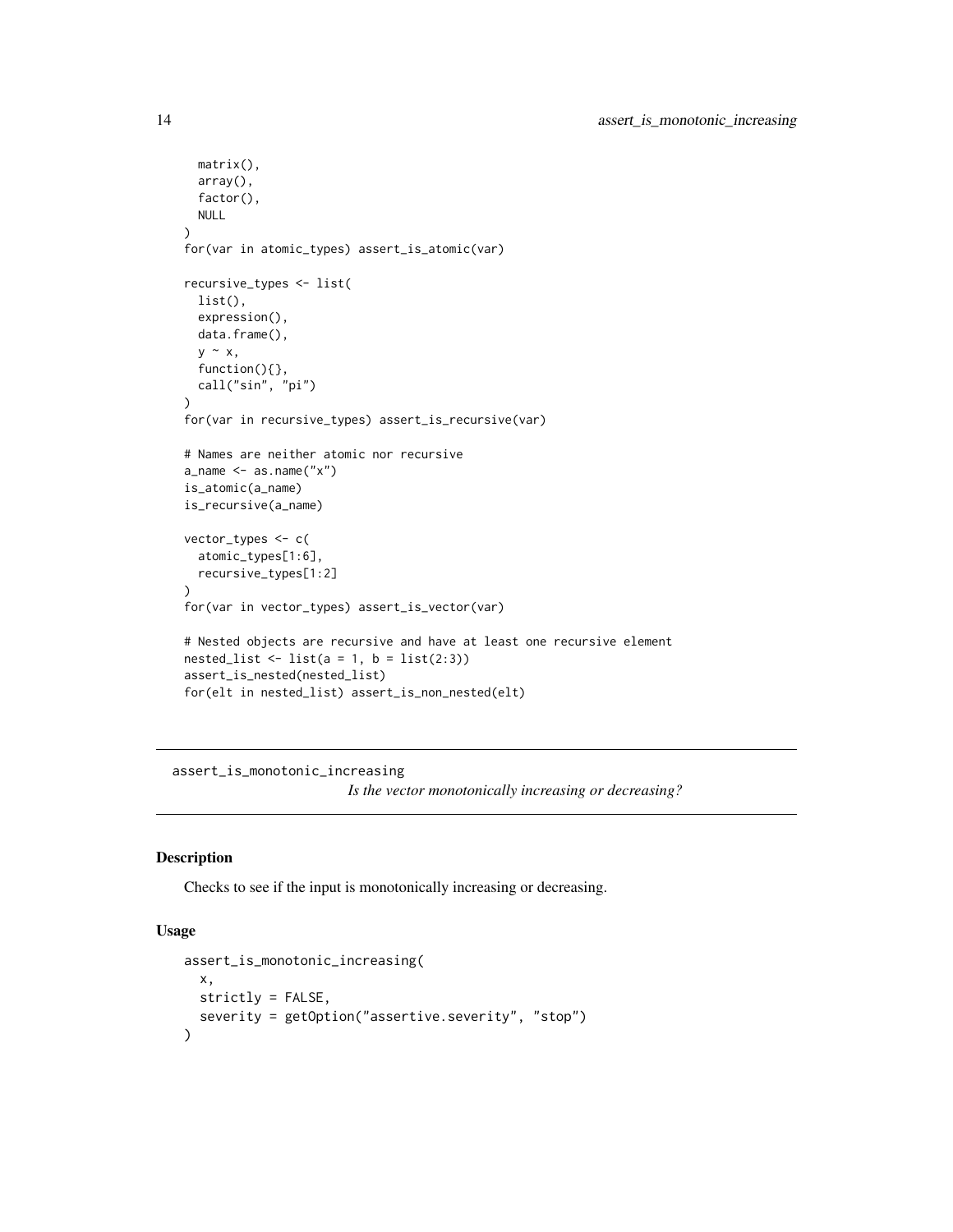```
  matrix(),
  array(),
  factor(),
  NULL
)
for(var in atomic_types) assert_is_atomic(var)

recursive_types <- list(
  list(),
  expression(),
  data.frame(),
  y ~ x,
  function(){},
  call("sin", "pi")
)
for(var in recursive_types) assert_is_recursive(var)

# Names are neither atomic nor recursive
a_name <- as.name("x")
is_atomic(a_name)
is_recursive(a_name)

vector_types <- c(
  atomic_types[1:6],
  recursive_types[1:2]
)
for(var in vector_types) assert_is_vector(var)

# Nested objects are recursive and have at least one recursive element
nested_list <- list(a = 1, b = list(2:3))
assert_is_nested(nested_list)
for(elt in nested_list) assert_is_non_nested(elt)
```

## assert_is_monotonic_increasing

*Is the vector monotonically increasing or decreasing?*

### Description

Checks to see if the input is monotonically increasing or decreasing.

### Usage

```
assert_is_monotonic_increasing(
  x,
  strictly = FALSE,
  severity = getOption("assertive.severity", "stop")
)
```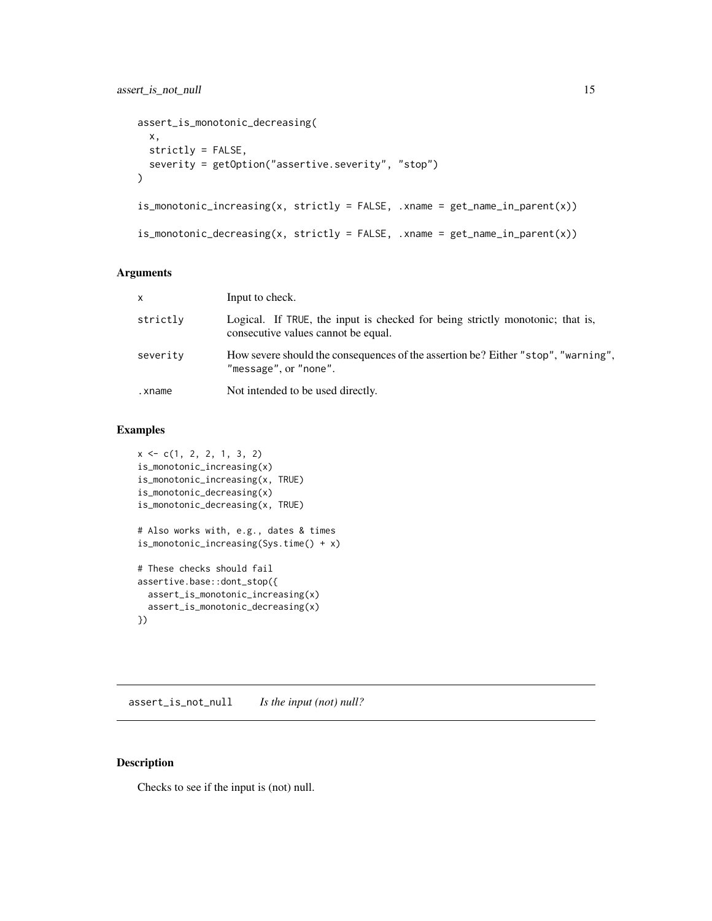```
assert_is_monotonic_decreasing(
  x,
  strictly = FALSE,
  severity = getOption("assertive.severity", "stop")
)

is_monotonic_increasing(x, strictly = FALSE, .xname = get_name_in_parent(x))

is_monotonic_decreasing(x, strictly = FALSE, .xname = get_name_in_parent(x))
```

### Arguments

| | |
|---|---|
| `x` | Input to check. |
| `strictly` | Logical. If `TRUE`, the input is checked for being strictly monotonic; that is, consecutive values cannot be equal. |
| `severity` | How severe should the consequences of the assertion be? Either `"stop"`, `"warning"`, `"message"`, or `"none"`. |
| `.xname` | Not intended to be used directly. |

### Examples

```
x <- c(1, 2, 2, 1, 3, 2)
is_monotonic_increasing(x)
is_monotonic_increasing(x, TRUE)
is_monotonic_decreasing(x)
is_monotonic_decreasing(x, TRUE)

# Also works with, e.g., dates & times
is_monotonic_increasing(Sys.time() + x)

# These checks should fail
assertive.base::dont_stop({
  assert_is_monotonic_increasing(x)
  assert_is_monotonic_decreasing(x)
})
```

---

## assert_is_not_null    *Is the input (not) null?*

---

### Description

Checks to see if the input is (not) null.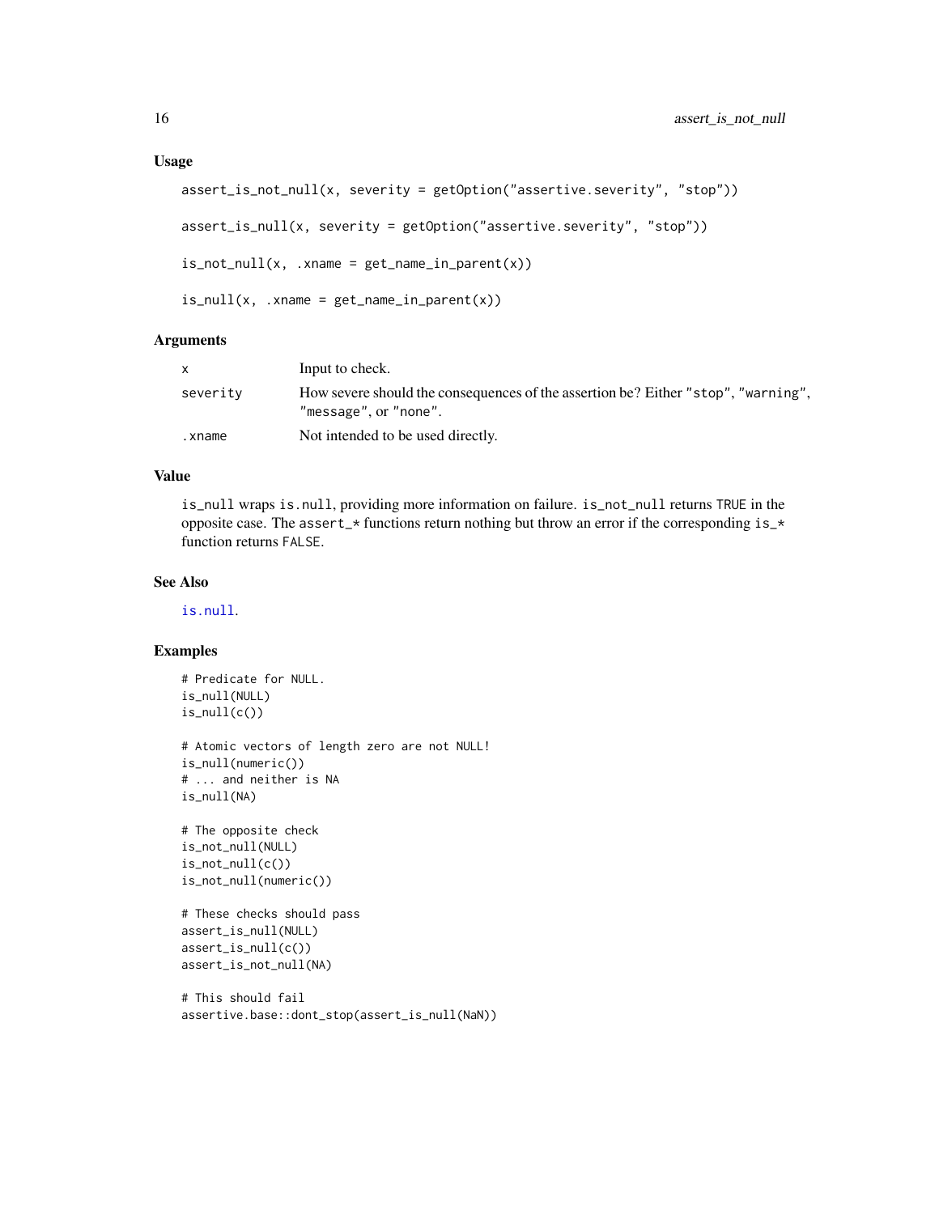### Usage

```
assert_is_not_null(x, severity = getOption("assertive.severity", "stop"))

assert_is_null(x, severity = getOption("assertive.severity", "stop"))

is_not_null(x, .xname = get_name_in_parent(x))

is_null(x, .xname = get_name_in_parent(x))
```

### Arguments

| | |
|---|---|
| x | Input to check. |
| severity | How severe should the consequences of the assertion be? Either "stop", "warning", "message", or "none". |
| .xname | Not intended to be used directly. |

### Value

is_null wraps is.null, providing more information on failure. is_not_null returns TRUE in the opposite case. The assert_* functions return nothing but throw an error if the corresponding is_* function returns FALSE.

### See Also

is.null.

### Examples

```
# Predicate for NULL.
is_null(NULL)
is_null(c())

# Atomic vectors of length zero are not NULL!
is_null(numeric())
# ... and neither is NA
is_null(NA)

# The opposite check
is_not_null(NULL)
is_not_null(c())
is_not_null(numeric())

# These checks should pass
assert_is_null(NULL)
assert_is_null(c())
assert_is_not_null(NA)

# This should fail
assertive.base::dont_stop(assert_is_null(NaN))
```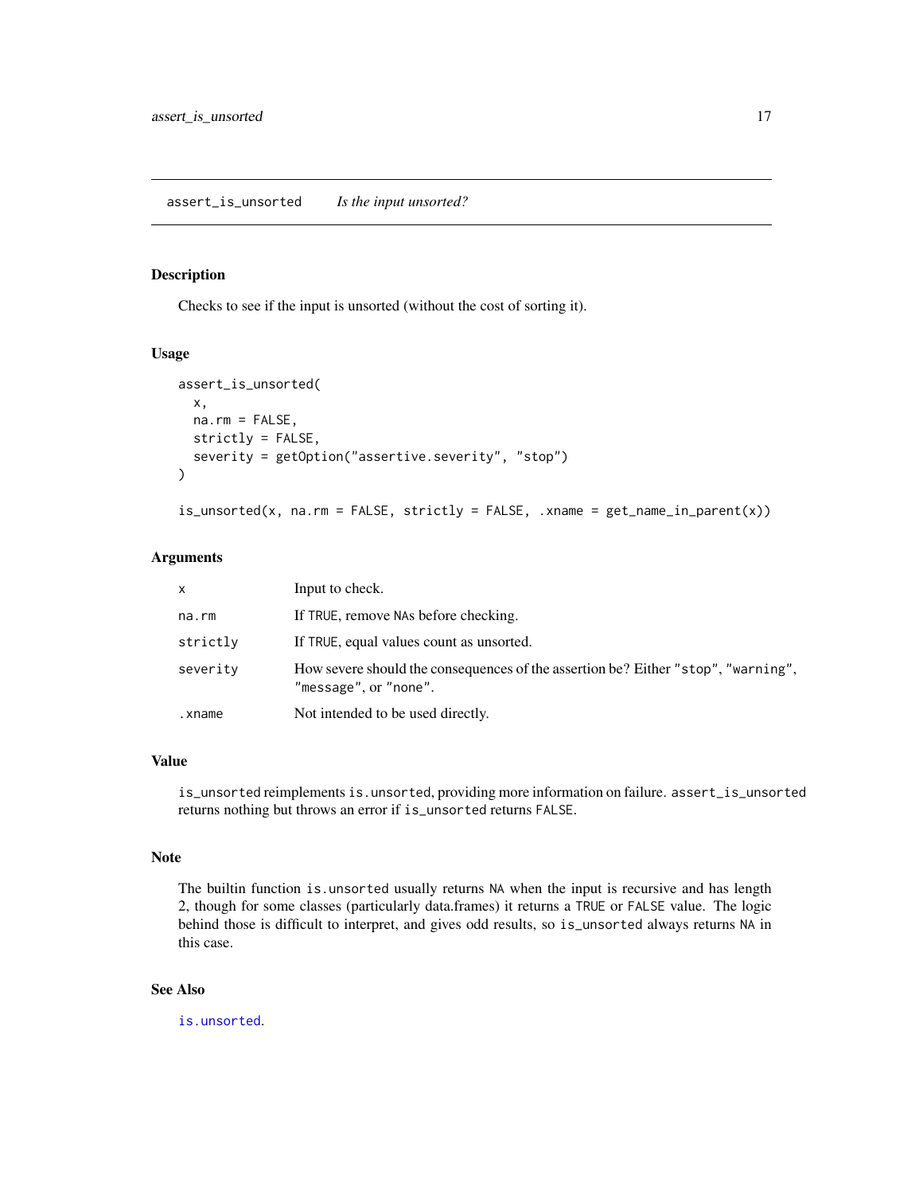## assert_is_unsorted *Is the input unsorted?*

### Description

Checks to see if the input is unsorted (without the cost of sorting it).

### Usage

```
assert_is_unsorted(
  x,
  na.rm = FALSE,
  strictly = FALSE,
  severity = getOption("assertive.severity", "stop")
)

is_unsorted(x, na.rm = FALSE, strictly = FALSE, .xname = get_name_in_parent(x))
```

### Arguments

| | |
|---|---|
| x | Input to check. |
| na.rm | If TRUE, remove NAs before checking. |
| strictly | If TRUE, equal values count as unsorted. |
| severity | How severe should the consequences of the assertion be? Either "stop", "warning", "message", or "none". |
| .xname | Not intended to be used directly. |

### Value

is_unsorted reimplements is.unsorted, providing more information on failure. assert_is_unsorted returns nothing but throws an error if is_unsorted returns FALSE.

### Note

The builtin function is.unsorted usually returns NA when the input is recursive and has length 2, though for some classes (particularly data.frames) it returns a TRUE or FALSE value. The logic behind those is difficult to interpret, and gives odd results, so is_unsorted always returns NA in this case.

### See Also

is.unsorted.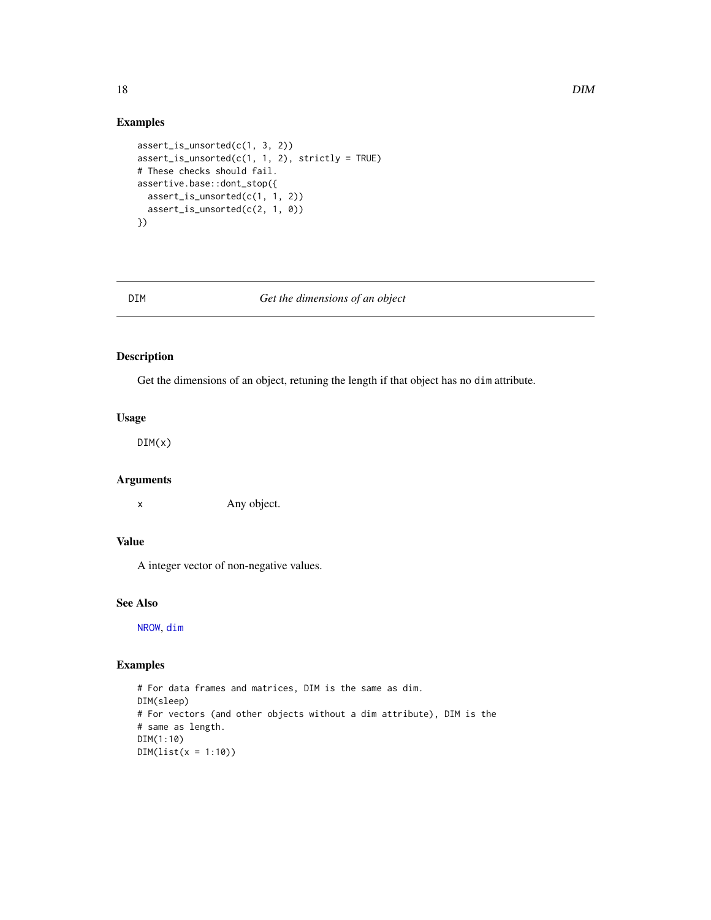### Examples

```
assert_is_unsorted(c(1, 3, 2))
assert_is_unsorted(c(1, 1, 2), strictly = TRUE)
# These checks should fail.
assertive.base::dont_stop({
  assert_is_unsorted(c(1, 1, 2))
  assert_is_unsorted(c(2, 1, 0))
})
```

---

## DIM — *Get the dimensions of an object*

---

### Description

Get the dimensions of an object, retuning the length if that object has no `dim` attribute.

### Usage

```
DIM(x)
```

### Arguments

| | |
|---|---|
| x | Any object. |

### Value

A integer vector of non-negative values.

### See Also

`NROW`, `dim`

### Examples

```
# For data frames and matrices, DIM is the same as dim.
DIM(sleep)
# For vectors (and other objects without a dim attribute), DIM is the
# same as length.
DIM(1:10)
DIM(list(x = 1:10))
```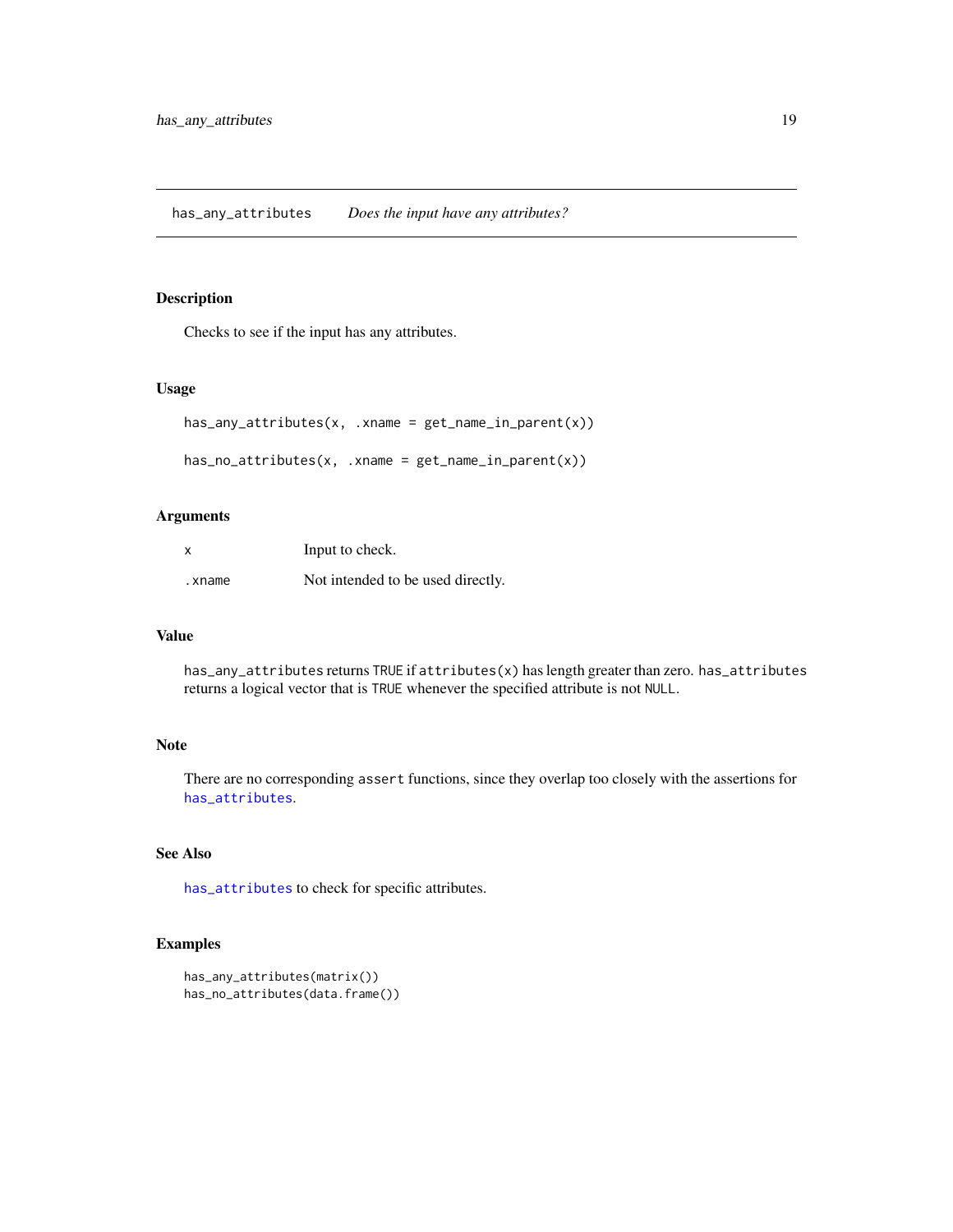# has_any_attributes *Does the input have any attributes?*

## Description

Checks to see if the input has any attributes.

## Usage

```
has_any_attributes(x, .xname = get_name_in_parent(x))

has_no_attributes(x, .xname = get_name_in_parent(x))
```

## Arguments

| | |
|---|---|
| `x` | Input to check. |
| `.xname` | Not intended to be used directly. |

## Value

`has_any_attributes` returns `TRUE` if `attributes(x)` has length greater than zero. `has_attributes` returns a logical vector that is `TRUE` whenever the specified attribute is not `NULL`.

## Note

There are no corresponding `assert` functions, since they overlap too closely with the assertions for `has_attributes`.

## See Also

`has_attributes` to check for specific attributes.

## Examples

```
has_any_attributes(matrix())
has_no_attributes(data.frame())
```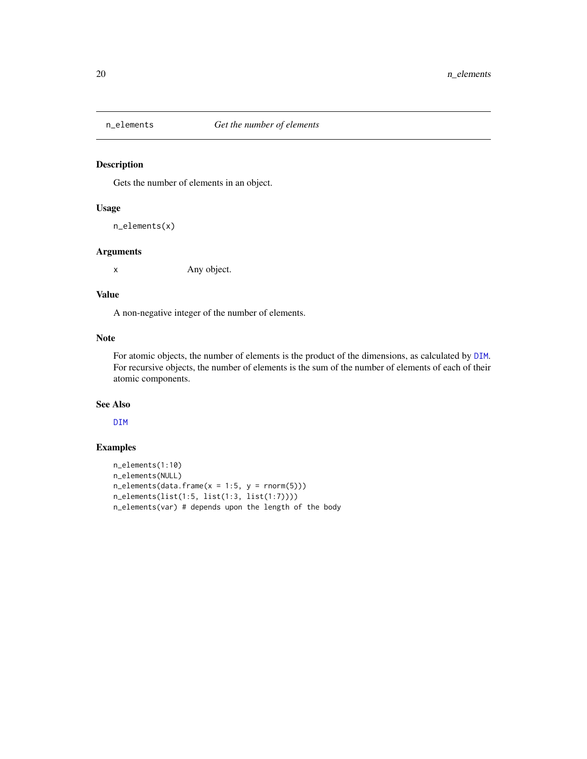## n_elements — *Get the number of elements*

### Description

Gets the number of elements in an object.

### Usage

```
n_elements(x)
```

### Arguments

| | |
|---|---|
| `x` | Any object. |

### Value

A non-negative integer of the number of elements.

### Note

For atomic objects, the number of elements is the product of the dimensions, as calculated by `DIM`. For recursive objects, the number of elements is the sum of the number of elements of each of their atomic components.

### See Also

`DIM`

### Examples

```
n_elements(1:10)
n_elements(NULL)
n_elements(data.frame(x = 1:5, y = rnorm(5)))
n_elements(list(1:5, list(1:3, list(1:7))))
n_elements(var) # depends upon the length of the body
```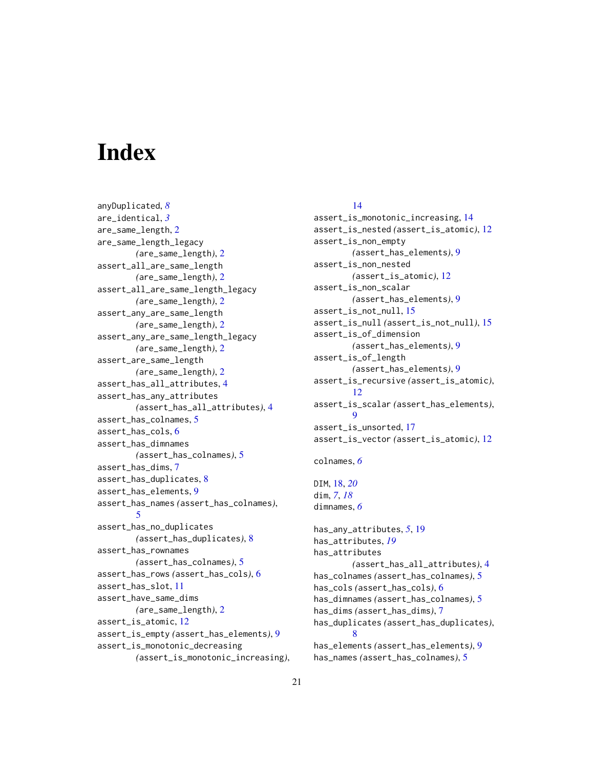# Index

anyDuplicated, *8*
are_identical, *3*
are_same_length, 2
are_same_length_legacy (are_same_length), 2
assert_all_are_same_length (are_same_length), 2
assert_all_are_same_length_legacy (are_same_length), 2
assert_any_are_same_length (are_same_length), 2
assert_any_are_same_length_legacy (are_same_length), 2
assert_are_same_length (are_same_length), 2
assert_has_all_attributes, 4
assert_has_any_attributes (assert_has_all_attributes), 4
assert_has_colnames, 5
assert_has_cols, 6
assert_has_dimnames (assert_has_colnames), 5
assert_has_dims, 7
assert_has_duplicates, 8
assert_has_elements, 9
assert_has_names (assert_has_colnames), 5
assert_has_no_duplicates (assert_has_duplicates), 8
assert_has_rownames (assert_has_colnames), 5
assert_has_rows (assert_has_cols), 6
assert_has_slot, 11
assert_have_same_dims (are_same_length), 2
assert_is_atomic, 12
assert_is_empty (assert_has_elements), 9
assert_is_monotonic_decreasing (assert_is_monotonic_increasing), 14
assert_is_monotonic_increasing, 14
assert_is_nested (assert_is_atomic), 12
assert_is_non_empty (assert_has_elements), 9
assert_is_non_nested (assert_is_atomic), 12
assert_is_non_scalar (assert_has_elements), 9
assert_is_not_null, 15
assert_is_null (assert_is_not_null), 15
assert_is_of_dimension (assert_has_elements), 9
assert_is_of_length (assert_has_elements), 9
assert_is_recursive (assert_is_atomic), 12
assert_is_scalar (assert_has_elements), 9
assert_is_unsorted, 17
assert_is_vector (assert_is_atomic), 12

colnames, *6*

DIM, 18, *20*
dim, *7*, *18*
dimnames, *6*

has_any_attributes, *5*, 19
has_attributes, *19*
has_attributes (assert_has_all_attributes), 4
has_colnames (assert_has_colnames), 5
has_cols (assert_has_cols), 6
has_dimnames (assert_has_colnames), 5
has_dims (assert_has_dims), 7
has_duplicates (assert_has_duplicates), 8
has_elements (assert_has_elements), 9
has_names (assert_has_colnames), 5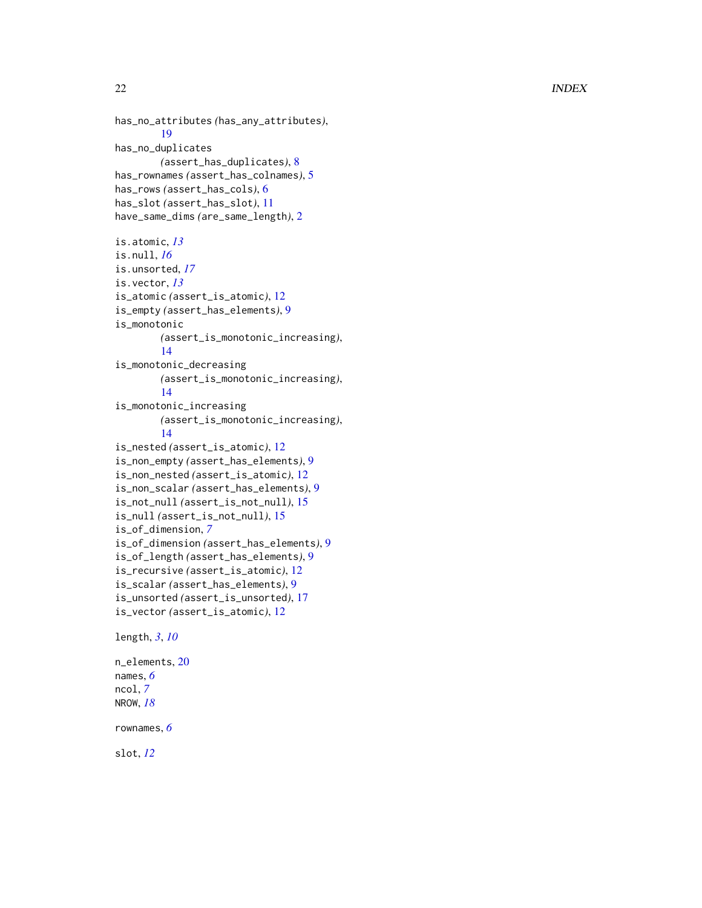has_no_attributes *(*has_any_attributes*)*, 19
has_no_duplicates *(*assert_has_duplicates*)*, 8
has_rownames *(*assert_has_colnames*)*, 5
has_rows *(*assert_has_cols*)*, 6
has_slot *(*assert_has_slot*)*, 11
have_same_dims *(*are_same_length*)*, 2

is.atomic, *13*
is.null, *16*
is.unsorted, *17*
is.vector, *13*
is_atomic *(*assert_is_atomic*)*, 12
is_empty *(*assert_has_elements*)*, 9
is_monotonic *(*assert_is_monotonic_increasing*)*, 14
is_monotonic_decreasing *(*assert_is_monotonic_increasing*)*, 14
is_monotonic_increasing *(*assert_is_monotonic_increasing*)*, 14
is_nested *(*assert_is_atomic*)*, 12
is_non_empty *(*assert_has_elements*)*, 9
is_non_nested *(*assert_is_atomic*)*, 12
is_non_scalar *(*assert_has_elements*)*, 9
is_not_null *(*assert_is_not_null*)*, 15
is_null *(*assert_is_not_null*)*, 15
is_of_dimension, *7*
is_of_dimension *(*assert_has_elements*)*, 9
is_of_length *(*assert_has_elements*)*, 9
is_recursive *(*assert_is_atomic*)*, 12
is_scalar *(*assert_has_elements*)*, 9
is_unsorted *(*assert_is_unsorted*)*, 17
is_vector *(*assert_is_atomic*)*, 12

length, *3*, *10*

n_elements, 20
names, *6*
ncol, *7*
NROW, *18*

rownames, *6*

slot, *12*